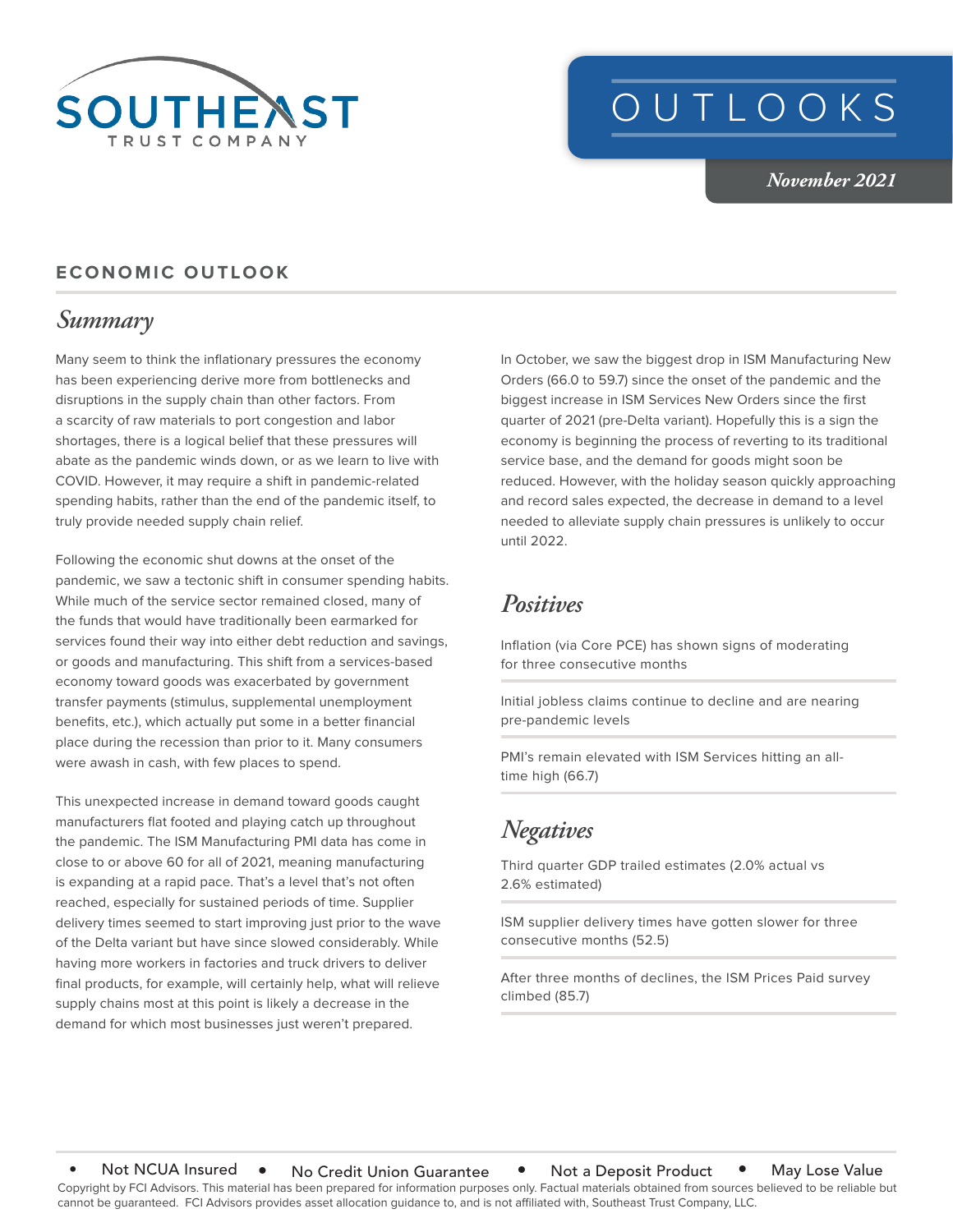# SOUTHEAST TRUST COMPANY

# OUTLOOKS

*November 2021*

## ECONOMIC OUTLOOK

### *Summary*

Many seem to think the inflationary pressures the economy has been experiencing derive more from bottlenecks and disruptions in the supply chain than other factors. From a scarcity of raw materials to port congestion and labor shortages, there is a logical belief that these pressures will abate as the pandemic winds down, or as we learn to live with COVID. However, it may require a shift in pandemic-related spending habits, rather than the end of the pandemic itself, to truly provide needed supply chain relief.

Following the economic shut downs at the onset of the pandemic, we saw a tectonic shift in consumer spending habits. While much of the service sector remained closed, many of the funds that would have traditionally been earmarked for services found their way into either debt reduction and savings, or goods and manufacturing. This shift from a services-based economy toward goods was exacerbated by government transfer payments (stimulus, supplemental unemployment benefits, etc.), which actually put some in a better financial place during the recession than prior to it. Many consumers were awash in cash, with few places to spend.

This unexpected increase in demand toward goods caught manufacturers flat footed and playing catch up throughout the pandemic. The ISM Manufacturing PMI data has come in close to or above 60 for all of 2021, meaning manufacturing is expanding at a rapid pace. That's a level that's not often reached, especially for sustained periods of time. Supplier delivery times seemed to start improving just prior to the wave of the Delta variant but have since slowed considerably. While having more workers in factories and truck drivers to deliver final products, for example, will certainly help, what will relieve supply chains most at this point is likely a decrease in the demand for which most businesses just weren't prepared.

In October, we saw the biggest drop in ISM Manufacturing New Orders (66.0 to 59.7) since the onset of the pandemic and the biggest increase in ISM Services New Orders since the first quarter of 2021 (pre-Delta variant). Hopefully this is a sign the economy is beginning the process of reverting to its traditional service base, and the demand for goods might soon be reduced. However, with the holiday season quickly approaching and record sales expected, the decrease in demand to a level needed to alleviate supply chain pressures is unlikely to occur until 2022.

### *Positives*

Inflation (via Core PCE) has shown signs of moderating for three consecutive months

Initial jobless claims continue to decline and are nearing pre-pandemic levels

PMI's remain elevated with ISM Services hitting an all-time high (66.7)

### *Negatives*

Third quarter GDP trailed estimates (2.0% actual vs 2.6% estimated)

ISM supplier delivery times have gotten slower for three consecutive months (52.5)

After three months of declines, the ISM Prices Paid survey climbed (85.7)

- Not NCUA Insured • No Credit Union Guarantee • Not a Deposit Product • May Lose Value

Copyright by FCI Advisors. This material has been prepared for information purposes only. Factual materials obtained from sources believed to be reliable but cannot be guaranteed. FCI Advisors provides asset allocation guidance to, and is not affiliated with, Southeast Trust Company, LLC.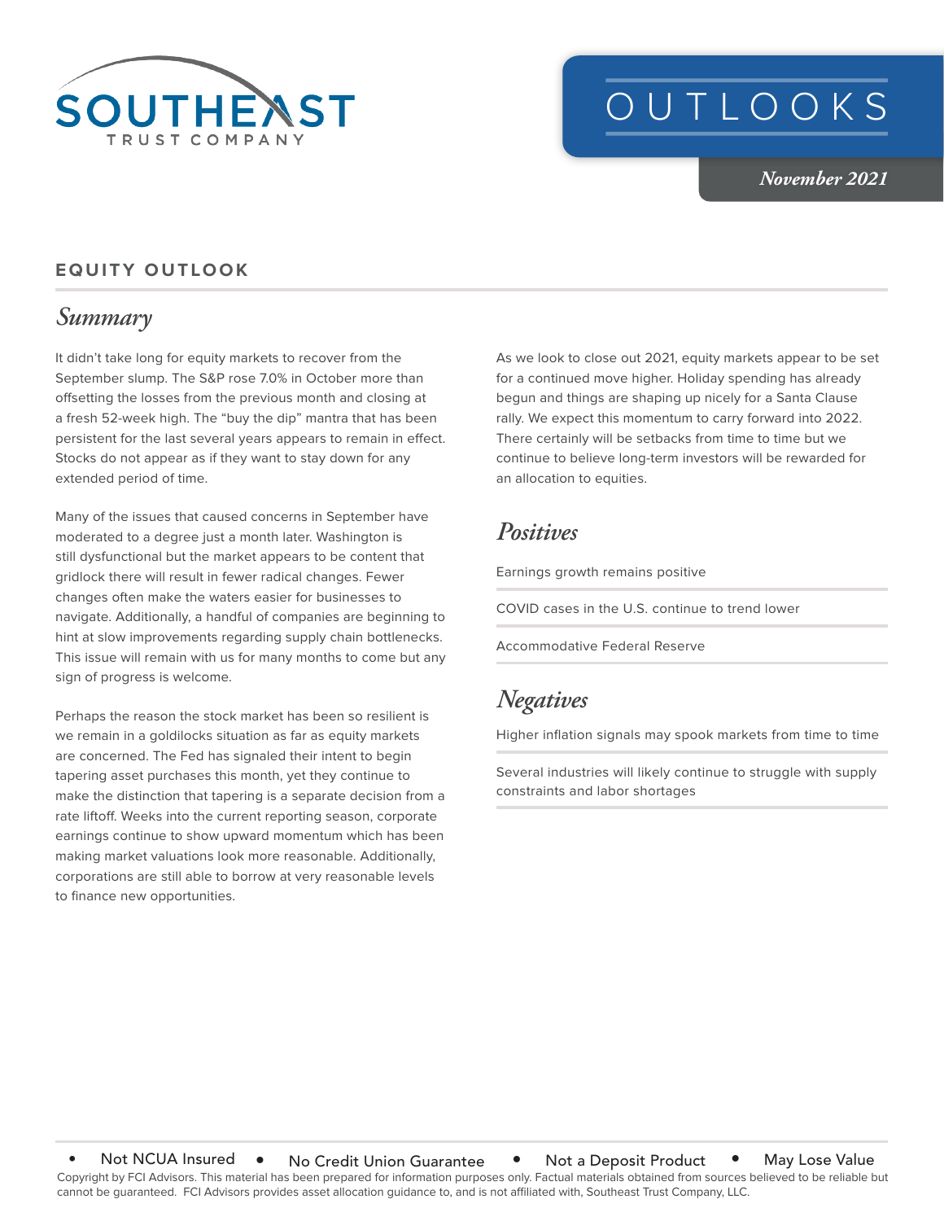# SOUTHEAST TRUST COMPANY

# OUTLOOKS

*November 2021*

## EQUITY OUTLOOK

### *Summary*

It didn't take long for equity markets to recover from the September slump. The S&P rose 7.0% in October more than offsetting the losses from the previous month and closing at a fresh 52-week high. The "buy the dip" mantra that has been persistent for the last several years appears to remain in effect. Stocks do not appear as if they want to stay down for any extended period of time.

Many of the issues that caused concerns in September have moderated to a degree just a month later. Washington is still dysfunctional but the market appears to be content that gridlock there will result in fewer radical changes. Fewer changes often make the waters easier for businesses to navigate. Additionally, a handful of companies are beginning to hint at slow improvements regarding supply chain bottlenecks. This issue will remain with us for many months to come but any sign of progress is welcome.

Perhaps the reason the stock market has been so resilient is we remain in a goldilocks situation as far as equity markets are concerned. The Fed has signaled their intent to begin tapering asset purchases this month, yet they continue to make the distinction that tapering is a separate decision from a rate liftoff. Weeks into the current reporting season, corporate earnings continue to show upward momentum which has been making market valuations look more reasonable. Additionally, corporations are still able to borrow at very reasonable levels to finance new opportunities.

As we look to close out 2021, equity markets appear to be set for a continued move higher. Holiday spending has already begun and things are shaping up nicely for a Santa Clause rally. We expect this momentum to carry forward into 2022. There certainly will be setbacks from time to time but we continue to believe long-term investors will be rewarded for an allocation to equities.

### *Positives*

- Earnings growth remains positive
- COVID cases in the U.S. continue to trend lower
- Accommodative Federal Reserve

### *Negatives*

- Higher inflation signals may spook markets from time to time
- Several industries will likely continue to struggle with supply constraints and labor shortages

• Not NCUA Insured • No Credit Union Guarantee • Not a Deposit Product • May Lose Value

Copyright by FCI Advisors. This material has been prepared for information purposes only. Factual materials obtained from sources believed to be reliable but cannot be guaranteed. FCI Advisors provides asset allocation guidance to, and is not affiliated with, Southeast Trust Company, LLC.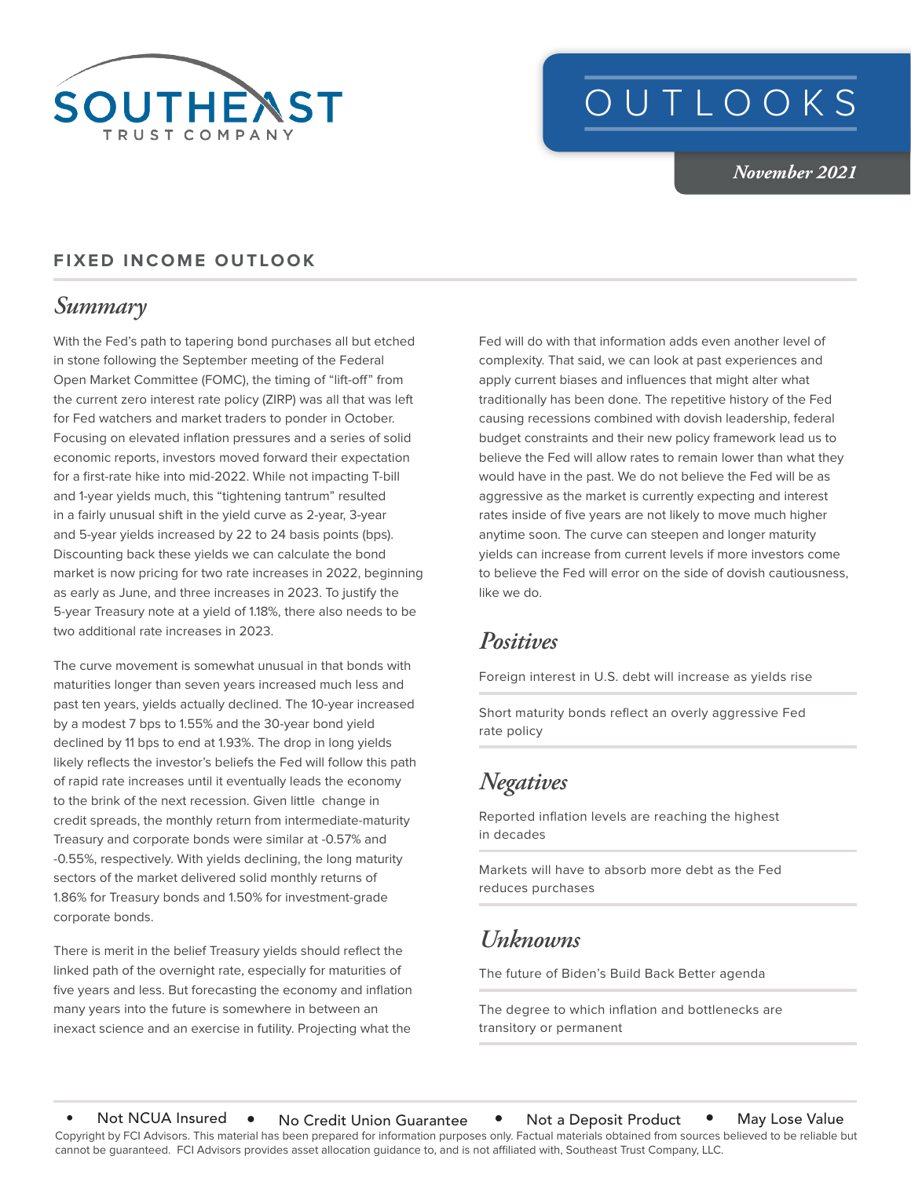# SOUTHEAST TRUST COMPANY

# OUTLOOKS

*November 2021*

## FIXED INCOME OUTLOOK

### *Summary*

With the Fed's path to tapering bond purchases all but etched in stone following the September meeting of the Federal Open Market Committee (FOMC), the timing of "lift-off" from the current zero interest rate policy (ZIRP) was all that was left for Fed watchers and market traders to ponder in October. Focusing on elevated inflation pressures and a series of solid economic reports, investors moved forward their expectation for a first-rate hike into mid-2022. While not impacting T-bill and 1-year yields much, this "tightening tantrum" resulted in a fairly unusual shift in the yield curve as 2-year, 3-year and 5-year yields increased by 22 to 24 basis points (bps). Discounting back these yields we can calculate the bond market is now pricing for two rate increases in 2022, beginning as early as June, and three increases in 2023. To justify the 5-year Treasury note at a yield of 1.18%, there also needs to be two additional rate increases in 2023.

The curve movement is somewhat unusual in that bonds with maturities longer than seven years increased much less and past ten years, yields actually declined. The 10-year increased by a modest 7 bps to 1.55% and the 30-year bond yield declined by 11 bps to end at 1.93%. The drop in long yields likely reflects the investor's beliefs the Fed will follow this path of rapid rate increases until it eventually leads the economy to the brink of the next recession. Given little change in credit spreads, the monthly return from intermediate-maturity Treasury and corporate bonds were similar at -0.57% and -0.55%, respectively. With yields declining, the long maturity sectors of the market delivered solid monthly returns of 1.86% for Treasury bonds and 1.50% for investment-grade corporate bonds.

There is merit in the belief Treasury yields should reflect the linked path of the overnight rate, especially for maturities of five years and less. But forecasting the economy and inflation many years into the future is somewhere in between an inexact science and an exercise in futility. Projecting what the Fed will do with that information adds even another level of complexity. That said, we can look at past experiences and apply current biases and influences that might alter what traditionally has been done. The repetitive history of the Fed causing recessions combined with dovish leadership, federal budget constraints and their new policy framework lead us to believe the Fed will allow rates to remain lower than what they would have in the past. We do not believe the Fed will be as aggressive as the market is currently expecting and interest rates inside of five years are not likely to move much higher anytime soon. The curve can steepen and longer maturity yields can increase from current levels if more investors come to believe the Fed will error on the side of dovish cautiousness, like we do.

### *Positives*

Foreign interest in U.S. debt will increase as yields rise

Short maturity bonds reflect an overly aggressive Fed rate policy

### *Negatives*

Reported inflation levels are reaching the highest in decades

Markets will have to absorb more debt as the Fed reduces purchases

### *Unknowns*

The future of Biden's Build Back Better agenda

The degree to which inflation and bottlenecks are transitory or permanent

- Not NCUA Insured
- No Credit Union Guarantee
- Not a Deposit Product
- May Lose Value

Copyright by FCI Advisors. This material has been prepared for information purposes only. Factual materials obtained from sources believed to be reliable but cannot be guaranteed. FCI Advisors provides asset allocation guidance to, and is not affiliated with, Southeast Trust Company, LLC.